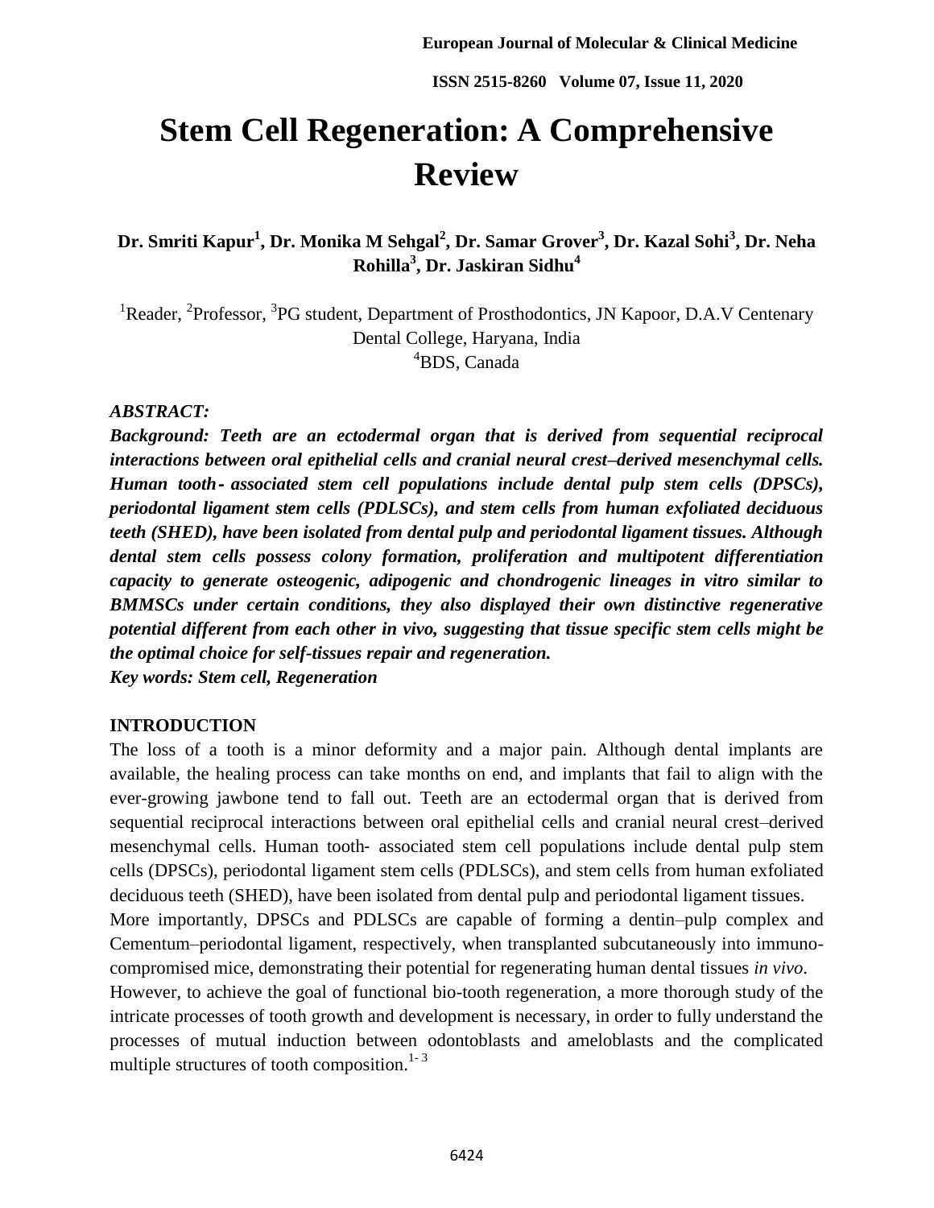# Stem Cell Regeneration: A Comprehensive Review

**Dr. Smriti Kapur[1], Dr. Monika M Sehgal[2], Dr. Samar Grover[3], Dr. Kazal Sohi[3], Dr. Neha Rohilla[3], Dr. Jaskiran Sidhu[4]**

[1]Reader, [2]Professor, [3]PG student, Department of Prosthodontics, JN Kapoor, D.A.V Centenary Dental College, Haryana, India
[4]BDS, Canada

***ABSTRACT:***

***Background: Teeth are an ectodermal organ that is derived from sequential reciprocal interactions between oral epithelial cells and cranial neural crest–derived mesenchymal cells. Human tooth‐ associated stem cell populations include dental pulp stem cells (DPSCs), periodontal ligament stem cells (PDLSCs), and stem cells from human exfoliated deciduous teeth (SHED), have been isolated from dental pulp and periodontal ligament tissues. Although dental stem cells possess colony formation, proliferation and multipotent differentiation capacity to generate osteogenic, adipogenic and chondrogenic lineages in vitro similar to BMMSCs under certain conditions, they also displayed their own distinctive regenerative potential different from each other in vivo, suggesting that tissue specific stem cells might be the optimal choice for self-tissues repair and regeneration.***

***Key words: Stem cell, Regeneration***

## INTRODUCTION

The loss of a tooth is a minor deformity and a major pain. Although dental implants are available, the healing process can take months on end, and implants that fail to align with the ever-growing jawbone tend to fall out. Teeth are an ectodermal organ that is derived from sequential reciprocal interactions between oral epithelial cells and cranial neural crest–derived mesenchymal cells. Human tooth‐ associated stem cell populations include dental pulp stem cells (DPSCs), periodontal ligament stem cells (PDLSCs), and stem cells from human exfoliated deciduous teeth (SHED), have been isolated from dental pulp and periodontal ligament tissues.

More importantly, DPSCs and PDLSCs are capable of forming a dentin–pulp complex and Cementum–periodontal ligament, respectively, when transplanted subcutaneously into immuno-compromised mice, demonstrating their potential for regenerating human dental tissues *in vivo*.

However, to achieve the goal of functional bio-tooth regeneration, a more thorough study of the intricate processes of tooth growth and development is necessary, in order to fully understand the processes of mutual induction between odontoblasts and ameloblasts and the complicated multiple structures of tooth composition.[1-3]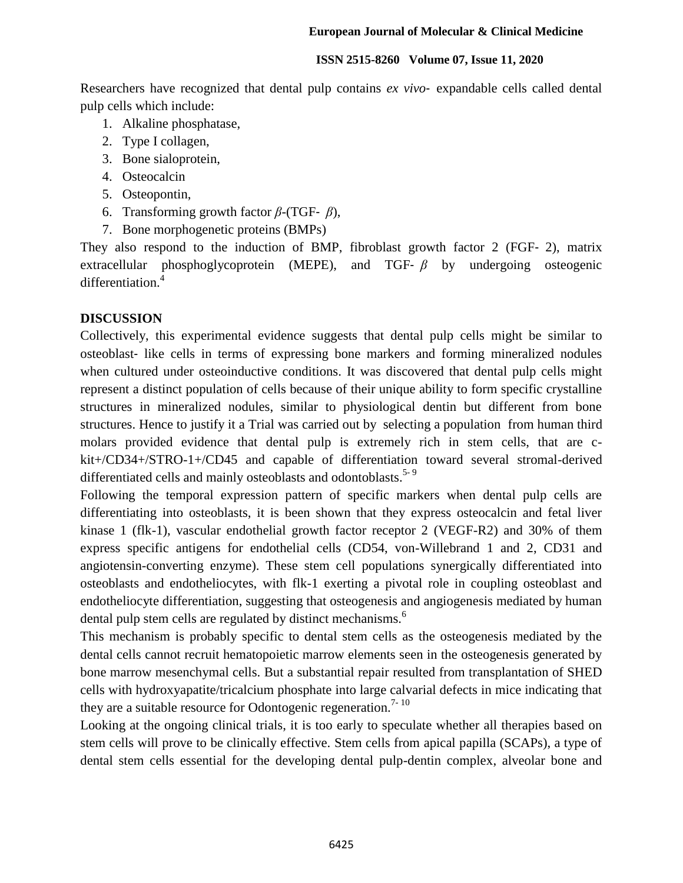Researchers have recognized that dental pulp contains *ex vivo*- expandable cells called dental pulp cells which include:

1. Alkaline phosphatase,
2. Type I collagen,
3. Bone sialoprotein,
4. Osteocalcin
5. Osteopontin,
6. Transforming growth factor $\beta$-(TGF- $\beta$),
7. Bone morphogenetic proteins (BMPs)

They also respond to the induction of BMP, fibroblast growth factor 2 (FGF- 2), matrix extracellular phosphoglycoprotein (MEPE), and TGF- $\beta$ by undergoing osteogenic differentiation.[4]

## DISCUSSION

Collectively, this experimental evidence suggests that dental pulp cells might be similar to osteoblast- like cells in terms of expressing bone markers and forming mineralized nodules when cultured under osteoinductive conditions. It was discovered that dental pulp cells might represent a distinct population of cells because of their unique ability to form specific crystalline structures in mineralized nodules, similar to physiological dentin but different from bone structures. Hence to justify it a Trial was carried out by selecting a population from human third molars provided evidence that dental pulp is extremely rich in stem cells, that are c-kit+/CD34+/STRO-1+/CD45 and capable of differentiation toward several stromal-derived differentiated cells and mainly osteoblasts and odontoblasts.[5-9]

Following the temporal expression pattern of specific markers when dental pulp cells are differentiating into osteoblasts, it is been shown that they express osteocalcin and fetal liver kinase 1 (flk-1), vascular endothelial growth factor receptor 2 (VEGF-R2) and 30% of them express specific antigens for endothelial cells (CD54, von-Willebrand 1 and 2, CD31 and angiotensin-converting enzyme). These stem cell populations synergically differentiated into osteoblasts and endotheliocytes, with flk-1 exerting a pivotal role in coupling osteoblast and endotheliocyte differentiation, suggesting that osteogenesis and angiogenesis mediated by human dental pulp stem cells are regulated by distinct mechanisms.[6]

This mechanism is probably specific to dental stem cells as the osteogenesis mediated by the dental cells cannot recruit hematopoietic marrow elements seen in the osteogenesis generated by bone marrow mesenchymal cells. But a substantial repair resulted from transplantation of SHED cells with hydroxyapatite/tricalcium phosphate into large calvarial defects in mice indicating that they are a suitable resource for Odontogenic regeneration.[7-10]

Looking at the ongoing clinical trials, it is too early to speculate whether all therapies based on stem cells will prove to be clinically effective. Stem cells from apical papilla (SCAPs), a type of dental stem cells essential for the developing dental pulp-dentin complex, alveolar bone and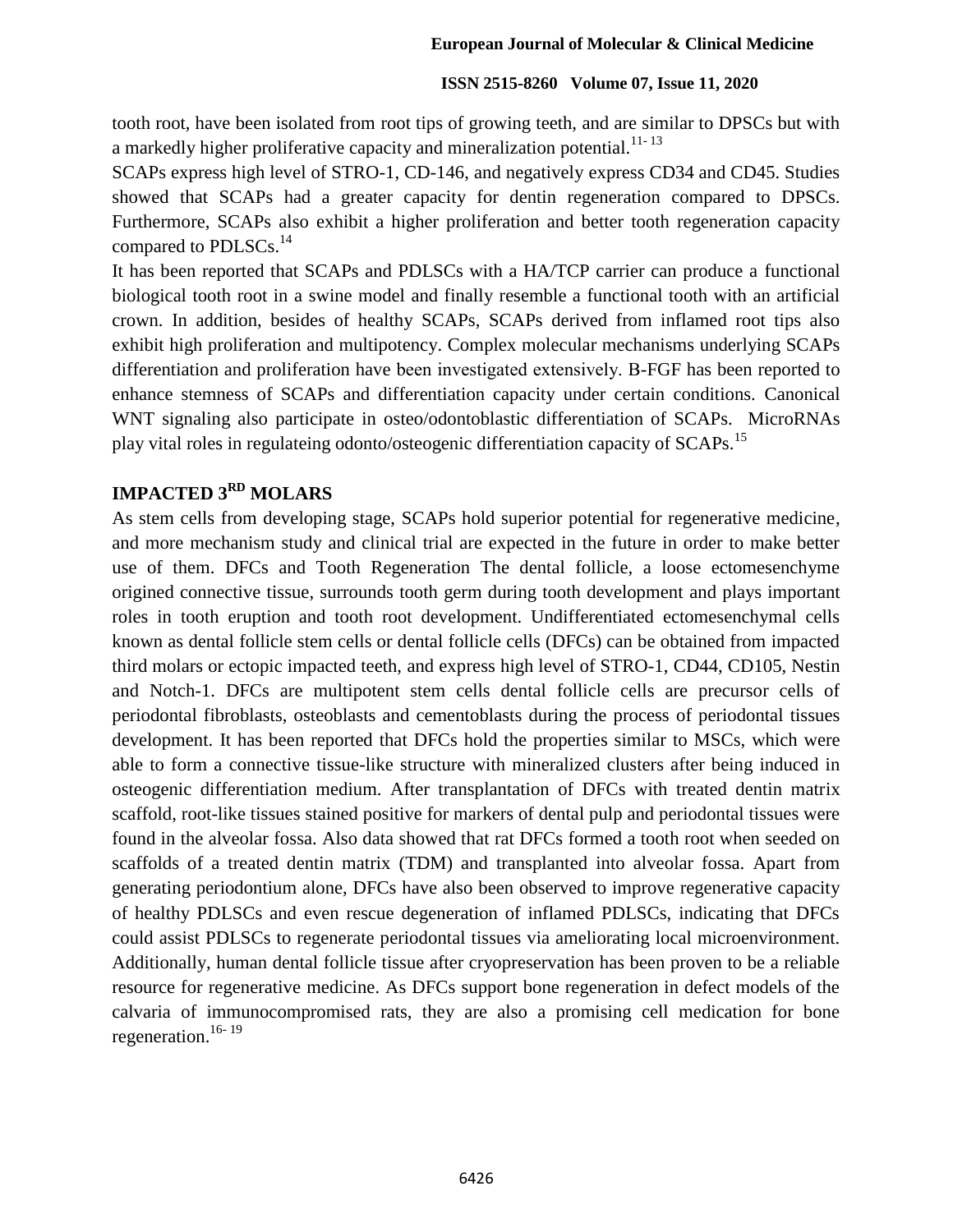tooth root, have been isolated from root tips of growing teeth, and are similar to DPSCs but with a markedly higher proliferative capacity and mineralization potential.[11- 13]

SCAPs express high level of STRO-1, CD-146, and negatively express CD34 and CD45. Studies showed that SCAPs had a greater capacity for dentin regeneration compared to DPSCs. Furthermore, SCAPs also exhibit a higher proliferation and better tooth regeneration capacity compared to PDLSCs.[14]

It has been reported that SCAPs and PDLSCs with a HA/TCP carrier can produce a functional biological tooth root in a swine model and finally resemble a functional tooth with an artificial crown. In addition, besides of healthy SCAPs, SCAPs derived from inflamed root tips also exhibit high proliferation and multipotency. Complex molecular mechanisms underlying SCAPs differentiation and proliferation have been investigated extensively. B-FGF has been reported to enhance stemness of SCAPs and differentiation capacity under certain conditions. Canonical WNT signaling also participate in osteo/odontoblastic differentiation of SCAPs. MicroRNAs play vital roles in regulateing odonto/osteogenic differentiation capacity of SCAPs.[15]

## IMPACTED 3$^{RD}$ MOLARS

As stem cells from developing stage, SCAPs hold superior potential for regenerative medicine, and more mechanism study and clinical trial are expected in the future in order to make better use of them. DFCs and Tooth Regeneration The dental follicle, a loose ectomesenchyme origined connective tissue, surrounds tooth germ during tooth development and plays important roles in tooth eruption and tooth root development. Undifferentiated ectomesenchymal cells known as dental follicle stem cells or dental follicle cells (DFCs) can be obtained from impacted third molars or ectopic impacted teeth, and express high level of STRO-1, CD44, CD105, Nestin and Notch-1. DFCs are multipotent stem cells dental follicle cells are precursor cells of periodontal fibroblasts, osteoblasts and cementoblasts during the process of periodontal tissues development. It has been reported that DFCs hold the properties similar to MSCs, which were able to form a connective tissue-like structure with mineralized clusters after being induced in osteogenic differentiation medium. After transplantation of DFCs with treated dentin matrix scaffold, root-like tissues stained positive for markers of dental pulp and periodontal tissues were found in the alveolar fossa. Also data showed that rat DFCs formed a tooth root when seeded on scaffolds of a treated dentin matrix (TDM) and transplanted into alveolar fossa. Apart from generating periodontium alone, DFCs have also been observed to improve regenerative capacity of healthy PDLSCs and even rescue degeneration of inflamed PDLSCs, indicating that DFCs could assist PDLSCs to regenerate periodontal tissues via ameliorating local microenvironment. Additionally, human dental follicle tissue after cryopreservation has been proven to be a reliable resource for regenerative medicine. As DFCs support bone regeneration in defect models of the calvaria of immunocompromised rats, they are also a promising cell medication for bone regeneration.[16- 19]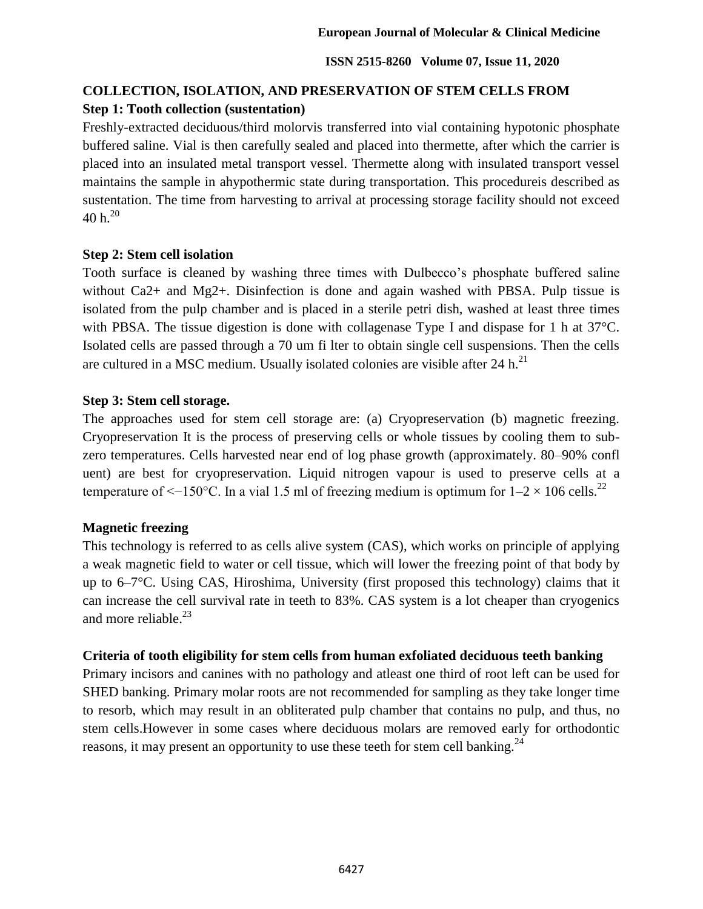## COLLECTION, ISOLATION, AND PRESERVATION OF STEM CELLS FROM

### Step 1: Tooth collection (sustentation)

Freshly-extracted deciduous/third molorvis transferred into vial containing hypotonic phosphate buffered saline. Vial is then carefully sealed and placed into thermette, after which the carrier is placed into an insulated metal transport vessel. Thermette along with insulated transport vessel maintains the sample in ahypothermic state during transportation. This procedureis described as sustentation. The time from harvesting to arrival at processing storage facility should not exceed 40 h.[20]

### Step 2: Stem cell isolation

Tooth surface is cleaned by washing three times with Dulbecco's phosphate buffered saline without $Ca^{2+}$ and $Mg^{2+}$. Disinfection is done and again washed with PBSA. Pulp tissue is isolated from the pulp chamber and is placed in a sterile petri dish, washed at least three times with PBSA. The tissue digestion is done with collagenase Type I and dispase for 1 h at 37°C. Isolated cells are passed through a 70 um fi lter to obtain single cell suspensions. Then the cells are cultured in a MSC medium. Usually isolated colonies are visible after 24 h.[21]

### Step 3: Stem cell storage.

The approaches used for stem cell storage are: (a) Cryopreservation (b) magnetic freezing. Cryopreservation It is the process of preserving cells or whole tissues by cooling them to sub-zero temperatures. Cells harvested near end of log phase growth (approximately. 80–90% confl uent) are best for cryopreservation. Liquid nitrogen vapour is used to preserve cells at a temperature of <−150°C. In a vial 1.5 ml of freezing medium is optimum for $1–2 \times 106$ cells.[22]

### Magnetic freezing

This technology is referred to as cells alive system (CAS), which works on principle of applying a weak magnetic field to water or cell tissue, which will lower the freezing point of that body by up to 6–7°C. Using CAS, Hiroshima, University (first proposed this technology) claims that it can increase the cell survival rate in teeth to 83%. CAS system is a lot cheaper than cryogenics and more reliable.[23]

### Criteria of tooth eligibility for stem cells from human exfoliated deciduous teeth banking

Primary incisors and canines with no pathology and atleast one third of root left can be used for SHED banking. Primary molar roots are not recommended for sampling as they take longer time to resorb, which may result in an obliterated pulp chamber that contains no pulp, and thus, no stem cells.However in some cases where deciduous molars are removed early for orthodontic reasons, it may present an opportunity to use these teeth for stem cell banking.[24]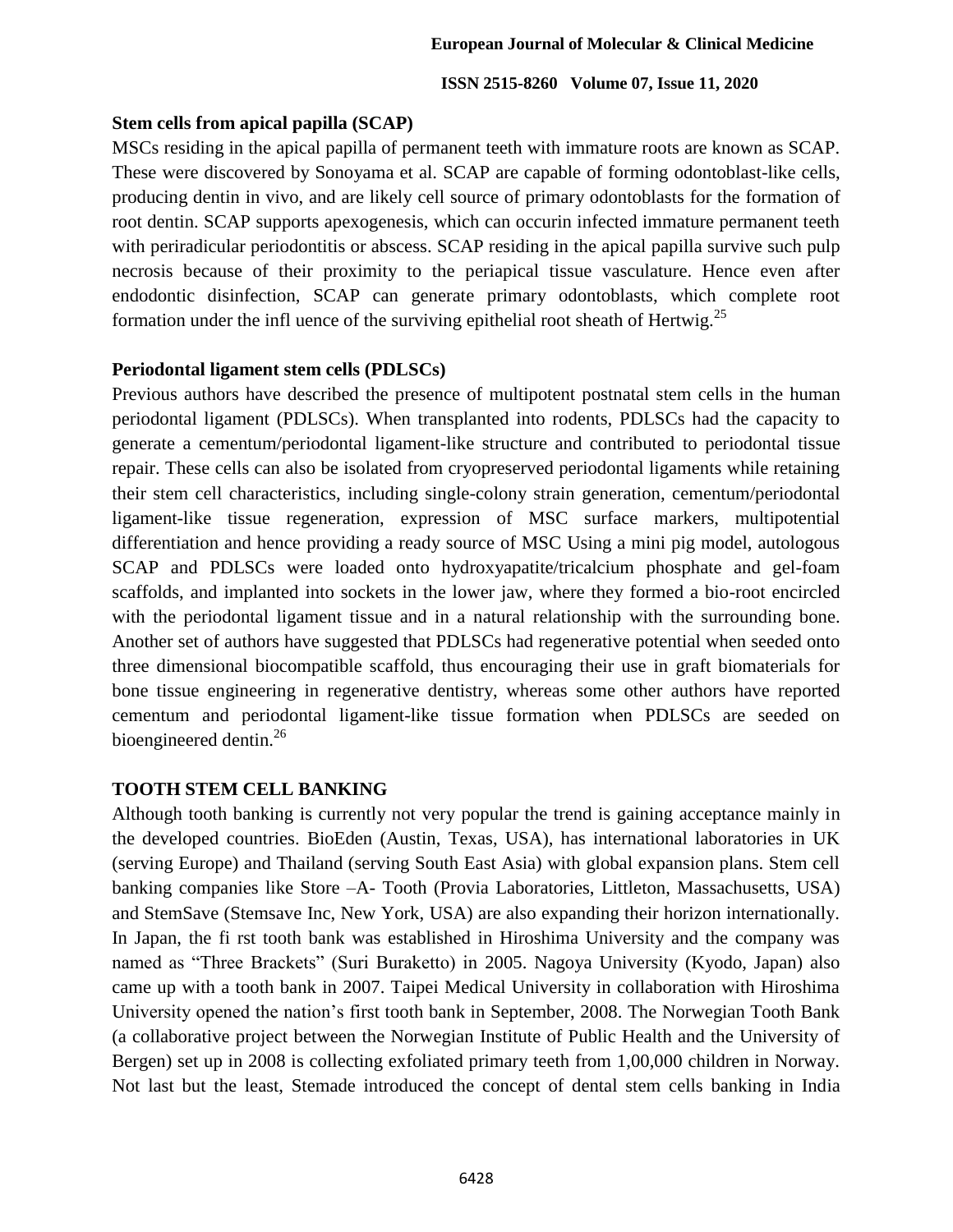### Stem cells from apical papilla (SCAP)

MSCs residing in the apical papilla of permanent teeth with immature roots are known as SCAP. These were discovered by Sonoyama et al. SCAP are capable of forming odontoblast-like cells, producing dentin in vivo, and are likely cell source of primary odontoblasts for the formation of root dentin. SCAP supports apexogenesis, which can occurin infected immature permanent teeth with periradicular periodontitis or abscess. SCAP residing in the apical papilla survive such pulp necrosis because of their proximity to the periapical tissue vasculature. Hence even after endodontic disinfection, SCAP can generate primary odontoblasts, which complete root formation under the infl uence of the surviving epithelial root sheath of Hertwig.[25]

### Periodontal ligament stem cells (PDLSCs)

Previous authors have described the presence of multipotent postnatal stem cells in the human periodontal ligament (PDLSCs). When transplanted into rodents, PDLSCs had the capacity to generate a cementum/periodontal ligament-like structure and contributed to periodontal tissue repair. These cells can also be isolated from cryopreserved periodontal ligaments while retaining their stem cell characteristics, including single-colony strain generation, cementum/periodontal ligament-like tissue regeneration, expression of MSC surface markers, multipotential differentiation and hence providing a ready source of MSC Using a mini pig model, autologous SCAP and PDLSCs were loaded onto hydroxyapatite/tricalcium phosphate and gel-foam scaffolds, and implanted into sockets in the lower jaw, where they formed a bio-root encircled with the periodontal ligament tissue and in a natural relationship with the surrounding bone. Another set of authors have suggested that PDLSCs had regenerative potential when seeded onto three dimensional biocompatible scaffold, thus encouraging their use in graft biomaterials for bone tissue engineering in regenerative dentistry, whereas some other authors have reported cementum and periodontal ligament-like tissue formation when PDLSCs are seeded on bioengineered dentin.[26]

## TOOTH STEM CELL BANKING

Although tooth banking is currently not very popular the trend is gaining acceptance mainly in the developed countries. BioEden (Austin, Texas, USA), has international laboratories in UK (serving Europe) and Thailand (serving South East Asia) with global expansion plans. Stem cell banking companies like Store –A- Tooth (Provia Laboratories, Littleton, Massachusetts, USA) and StemSave (Stemsave Inc, New York, USA) are also expanding their horizon internationally. In Japan, the fi rst tooth bank was established in Hiroshima University and the company was named as "Three Brackets" (Suri Buraketto) in 2005. Nagoya University (Kyodo, Japan) also came up with a tooth bank in 2007. Taipei Medical University in collaboration with Hiroshima University opened the nation's first tooth bank in September, 2008. The Norwegian Tooth Bank (a collaborative project between the Norwegian Institute of Public Health and the University of Bergen) set up in 2008 is collecting exfoliated primary teeth from 1,00,000 children in Norway. Not last but the least, Stemade introduced the concept of dental stem cells banking in India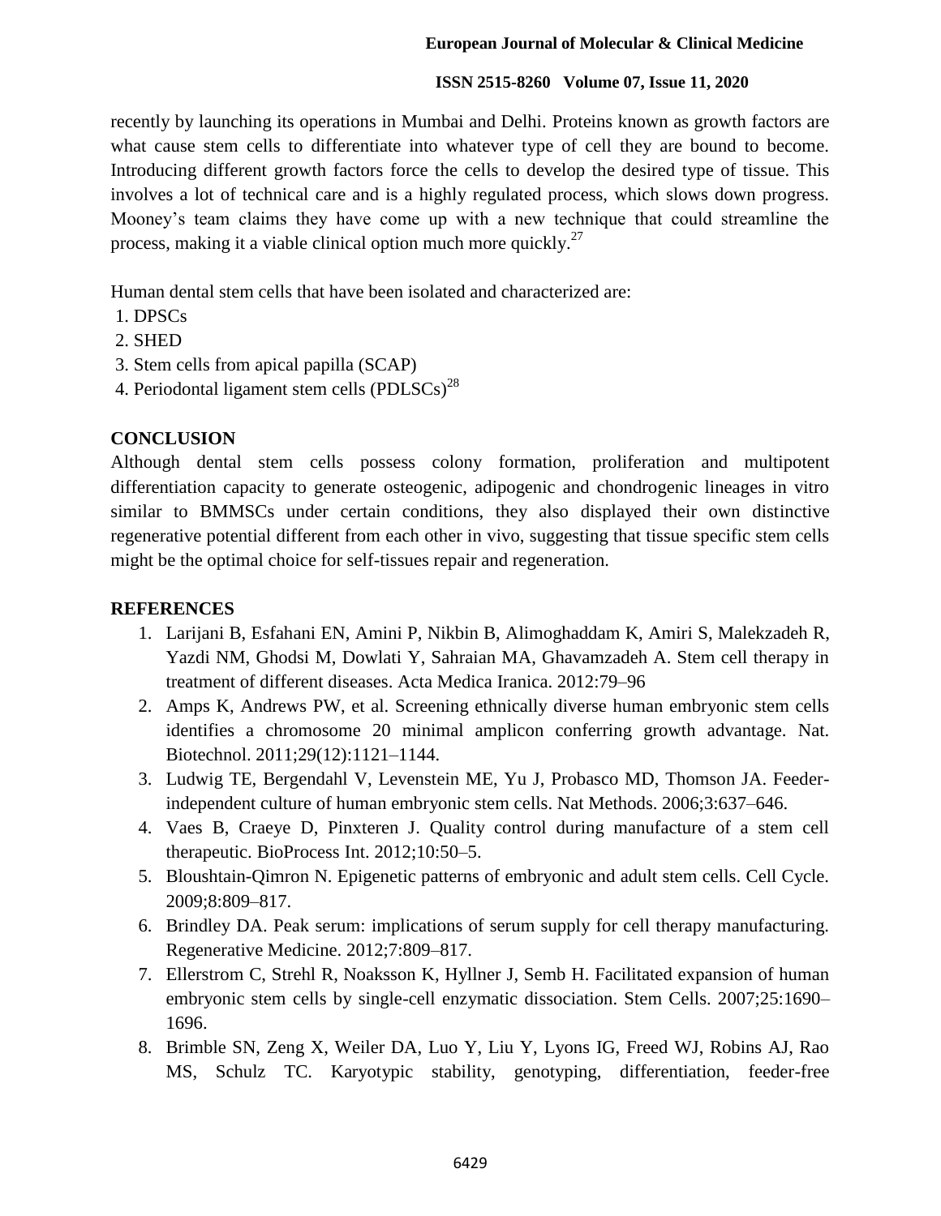recently by launching its operations in Mumbai and Delhi. Proteins known as growth factors are what cause stem cells to differentiate into whatever type of cell they are bound to become. Introducing different growth factors force the cells to develop the desired type of tissue. This involves a lot of technical care and is a highly regulated process, which slows down progress. Mooney's team claims they have come up with a new technique that could streamline the process, making it a viable clinical option much more quickly.[27]

Human dental stem cells that have been isolated and characterized are:

1. DPSCs
2. SHED
3. Stem cells from apical papilla (SCAP)
4. Periodontal ligament stem cells (PDLSCs)[28]

## CONCLUSION

Although dental stem cells possess colony formation, proliferation and multipotent differentiation capacity to generate osteogenic, adipogenic and chondrogenic lineages in vitro similar to BMMSCs under certain conditions, they also displayed their own distinctive regenerative potential different from each other in vivo, suggesting that tissue specific stem cells might be the optimal choice for self-tissues repair and regeneration.

## REFERENCES

1. Larijani B, Esfahani EN, Amini P, Nikbin B, Alimoghaddam K, Amiri S, Malekzadeh R, Yazdi NM, Ghodsi M, Dowlati Y, Sahraian MA, Ghavamzadeh A. Stem cell therapy in treatment of different diseases. Acta Medica Iranica. 2012:79–96
2. Amps K, Andrews PW, et al. Screening ethnically diverse human embryonic stem cells identifies a chromosome 20 minimal amplicon conferring growth advantage. Nat. Biotechnol. 2011;29(12):1121–1144.
3. Ludwig TE, Bergendahl V, Levenstein ME, Yu J, Probasco MD, Thomson JA. Feeder-independent culture of human embryonic stem cells. Nat Methods. 2006;3:637–646.
4. Vaes B, Craeye D, Pinxteren J. Quality control during manufacture of a stem cell therapeutic. BioProcess Int. 2012;10:50–5.
5. Bloushtain-Qimron N. Epigenetic patterns of embryonic and adult stem cells. Cell Cycle. 2009;8:809–817.
6. Brindley DA. Peak serum: implications of serum supply for cell therapy manufacturing. Regenerative Medicine. 2012;7:809–817.
7. Ellerstrom C, Strehl R, Noaksson K, Hyllner J, Semb H. Facilitated expansion of human embryonic stem cells by single-cell enzymatic dissociation. Stem Cells. 2007;25:1690–1696.
8. Brimble SN, Zeng X, Weiler DA, Luo Y, Liu Y, Lyons IG, Freed WJ, Robins AJ, Rao MS, Schulz TC. Karyotypic stability, genotyping, differentiation, feeder-free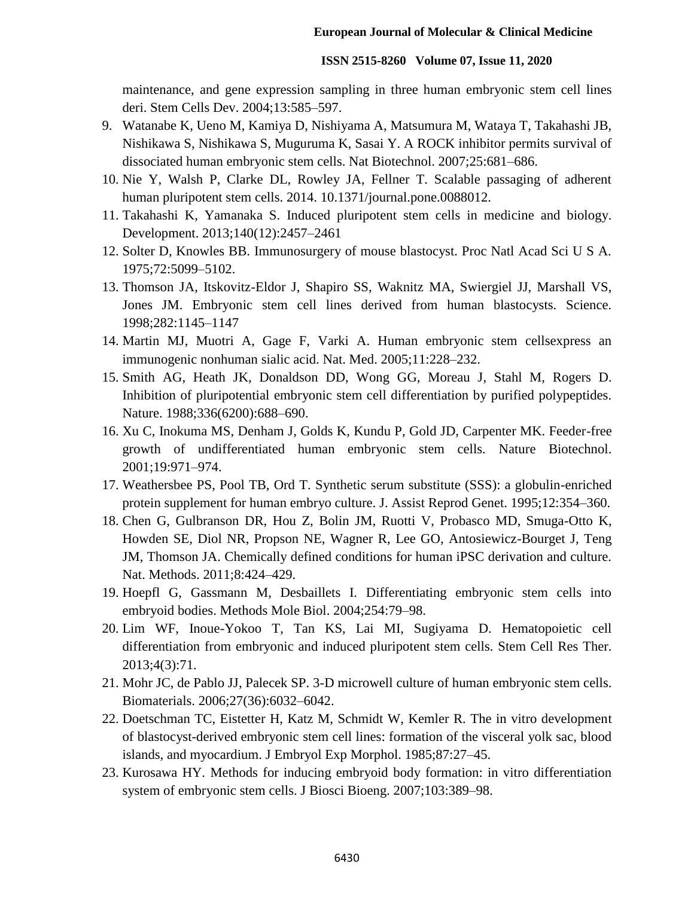maintenance, and gene expression sampling in three human embryonic stem cell lines deri. Stem Cells Dev. 2004;13:585–597.

9. Watanabe K, Ueno M, Kamiya D, Nishiyama A, Matsumura M, Wataya T, Takahashi JB, Nishikawa S, Nishikawa S, Muguruma K, Sasai Y. A ROCK inhibitor permits survival of dissociated human embryonic stem cells. Nat Biotechnol. 2007;25:681–686.
10. Nie Y, Walsh P, Clarke DL, Rowley JA, Fellner T. Scalable passaging of adherent human pluripotent stem cells. 2014. 10.1371/journal.pone.0088012.
11. Takahashi K, Yamanaka S. Induced pluripotent stem cells in medicine and biology. Development. 2013;140(12):2457–2461
12. Solter D, Knowles BB. Immunosurgery of mouse blastocyst. Proc Natl Acad Sci U S A. 1975;72:5099–5102.
13. Thomson JA, Itskovitz-Eldor J, Shapiro SS, Waknitz MA, Swiergiel JJ, Marshall VS, Jones JM. Embryonic stem cell lines derived from human blastocysts. Science. 1998;282:1145–1147
14. Martin MJ, Muotri A, Gage F, Varki A. Human embryonic stem cellsexpress an immunogenic nonhuman sialic acid. Nat. Med. 2005;11:228–232.
15. Smith AG, Heath JK, Donaldson DD, Wong GG, Moreau J, Stahl M, Rogers D. Inhibition of pluripotential embryonic stem cell differentiation by purified polypeptides. Nature. 1988;336(6200):688–690.
16. Xu C, Inokuma MS, Denham J, Golds K, Kundu P, Gold JD, Carpenter MK. Feeder-free growth of undifferentiated human embryonic stem cells. Nature Biotechnol. 2001;19:971–974.
17. Weathersbee PS, Pool TB, Ord T. Synthetic serum substitute (SSS): a globulin-enriched protein supplement for human embryo culture. J. Assist Reprod Genet. 1995;12:354–360.
18. Chen G, Gulbranson DR, Hou Z, Bolin JM, Ruotti V, Probasco MD, Smuga-Otto K, Howden SE, Diol NR, Propson NE, Wagner R, Lee GO, Antosiewicz-Bourget J, Teng JM, Thomson JA. Chemically defined conditions for human iPSC derivation and culture. Nat. Methods. 2011;8:424–429.
19. Hoepfl G, Gassmann M, Desbaillets I. Differentiating embryonic stem cells into embryoid bodies. Methods Mole Biol. 2004;254:79–98.
20. Lim WF, Inoue-Yokoo T, Tan KS, Lai MI, Sugiyama D. Hematopoietic cell differentiation from embryonic and induced pluripotent stem cells. Stem Cell Res Ther. 2013;4(3):71.
21. Mohr JC, de Pablo JJ, Palecek SP. 3-D microwell culture of human embryonic stem cells. Biomaterials. 2006;27(36):6032–6042.
22. Doetschman TC, Eistetter H, Katz M, Schmidt W, Kemler R. The in vitro development of blastocyst-derived embryonic stem cell lines: formation of the visceral yolk sac, blood islands, and myocardium. J Embryol Exp Morphol. 1985;87:27–45.
23. Kurosawa HY. Methods for inducing embryoid body formation: in vitro differentiation system of embryonic stem cells. J Biosci Bioeng. 2007;103:389–98.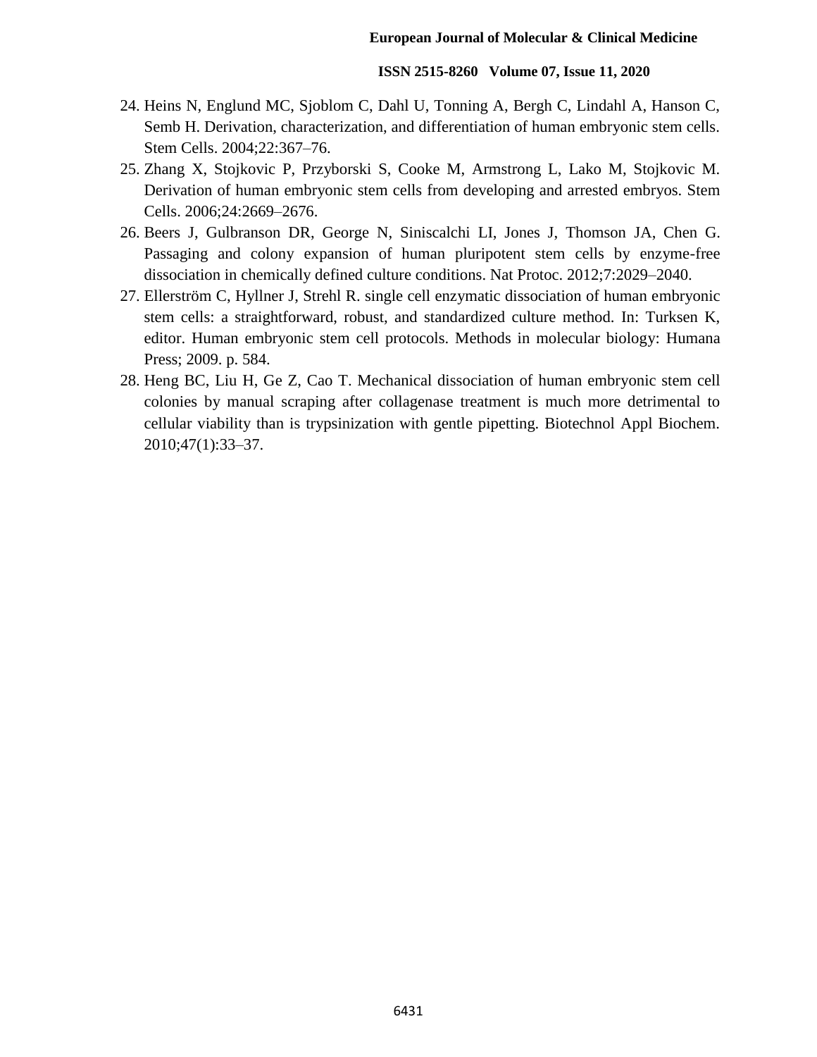24. Heins N, Englund MC, Sjoblom C, Dahl U, Tonning A, Bergh C, Lindahl A, Hanson C, Semb H. Derivation, characterization, and differentiation of human embryonic stem cells. Stem Cells. 2004;22:367–76.
25. Zhang X, Stojkovic P, Przyborski S, Cooke M, Armstrong L, Lako M, Stojkovic M. Derivation of human embryonic stem cells from developing and arrested embryos. Stem Cells. 2006;24:2669–2676.
26. Beers J, Gulbranson DR, George N, Siniscalchi LI, Jones J, Thomson JA, Chen G. Passaging and colony expansion of human pluripotent stem cells by enzyme-free dissociation in chemically defined culture conditions. Nat Protoc. 2012;7:2029–2040.
27. Ellerström C, Hyllner J, Strehl R. single cell enzymatic dissociation of human embryonic stem cells: a straightforward, robust, and standardized culture method. In: Turksen K, editor. Human embryonic stem cell protocols. Methods in molecular biology: Humana Press; 2009. p. 584.
28. Heng BC, Liu H, Ge Z, Cao T. Mechanical dissociation of human embryonic stem cell colonies by manual scraping after collagenase treatment is much more detrimental to cellular viability than is trypsinization with gentle pipetting. Biotechnol Appl Biochem. 2010;47(1):33–37.